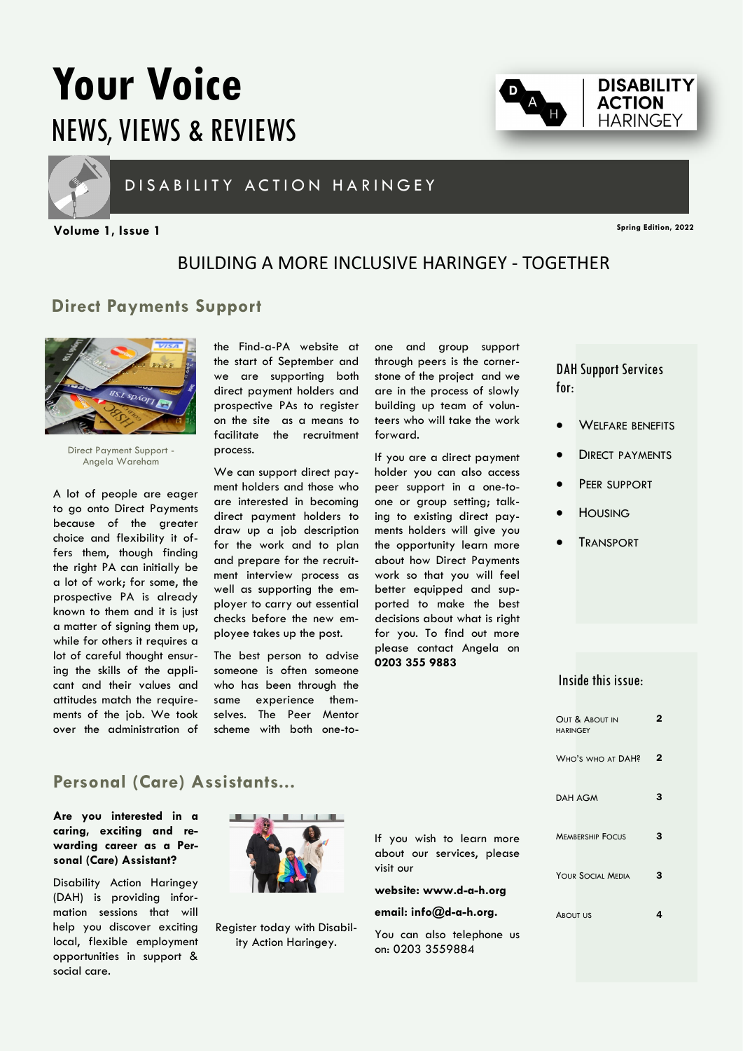# Your Voice

## NEWS, VIEWS & REVIEWS

DISABILITY ACTION HARINGEY

**Volume 1, Issue 1**

**Spring Edition, 2022**

## BUILDING A MORE INCLUSIVE HARINGEY - TOGETHER

## Direct Payments Support

Direct Payment Support - Angela Wareham

A lot of people are eager to go onto Direct Payments because of the greater choice and flexibility it offers them, though finding the right PA can initially be a lot of work; for some, the prospective PA is already known to them and it is just a matter of signing them up, while for others it requires a lot of careful thought ensuring the skills of the applicant and their values and attitudes match the requirements of the job. We took over the administration of the Find-a-PA website at the start of September and we are supporting both direct payment holders and prospective PAs to register on the site as a means to facilitate the recruitment process.

We can support direct payment holders and those who are interested in becoming direct payment holders to draw up a job description for the work and to plan and prepare for the recruitment interview process as well as supporting the employer to carry out essential checks before the new employee takes up the post.

The best person to advise someone is often someone who has been through the same experience themselves. The Peer Mentor scheme with both one-to-one and group support through peers is the cornerstone of the project and we are in the process of slowly building up team of volunteers who will take the work forward.

If you are a direct payment holder you can also access peer support in a one-to-one or group setting; talking to existing direct payments holders will give you the opportunity learn more about how Direct Payments work so that you will feel better equipped and supported to make the best decisions about what is right for you. To find out more please contact Angela on **0203 355 9883**

### DAH Support Services for:

- Welfare Benefits
- Direct Payments
- Peer Support
- Housing
- Transport

### Inside this issue:

| | |
|---|---|
| Out & About in Haringey | 2 |
| Who's who at DAH? | 2 |
| DAH AGM | 3 |
| Membership Focus | 3 |
| Your Social Media | 3 |
| About us | 4 |

## Personal (Care) Assistants...

**Are you interested in a caring, exciting and rewarding career as a Personal (Care) Assistant?**

Disability Action Haringey (DAH) is providing information sessions that will help you discover exciting local, flexible employment opportunities in support & social care.

Register today with Disability Action Haringey.

If you wish to learn more about our services, please visit our

**website: www.d-a-h.org**

**email: info@d-a-h.org.**

You can also telephone us on: 0203 3559884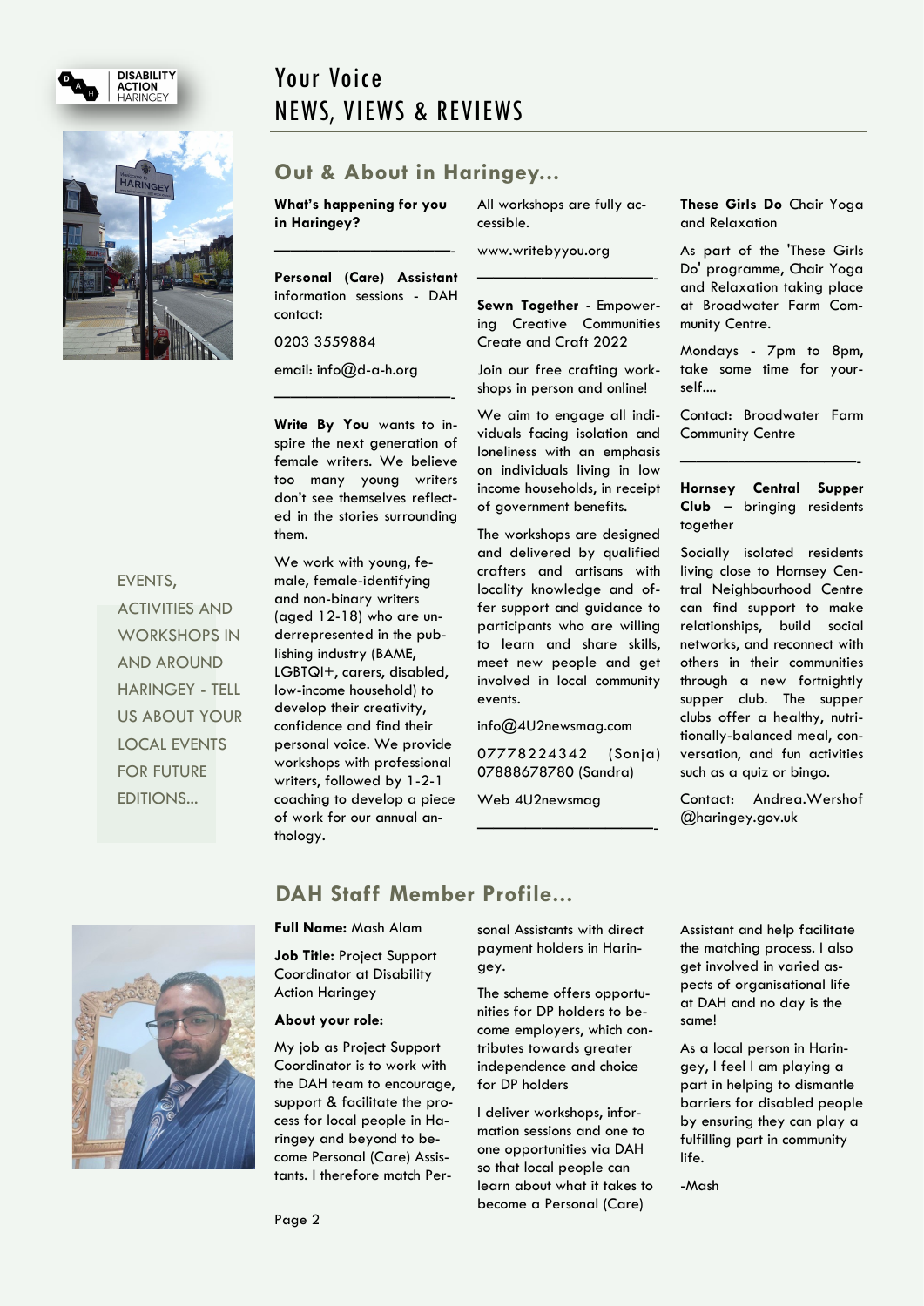# Your Voice
# NEWS, VIEWS & REVIEWS

EVENTS, ACTIVITIES AND WORKSHOPS IN AND AROUND HARINGEY - TELL US ABOUT YOUR LOCAL EVENTS FOR FUTURE EDITIONS...

## Out & About in Haringey...

**What's happening for you in Haringey?**

---

**Personal (Care) Assistant** information sessions - DAH contact:

0203 3559884

email: info@d-a-h.org

---

**Write By You** wants to inspire the next generation of female writers. We believe too many young writers don't see themselves reflected in the stories surrounding them.

We work with young, female, female-identifying and non-binary writers (aged 12-18) who are underrepresented in the publishing industry (BAME, LGBTQI+, carers, disabled, low-income household) to develop their creativity, confidence and find their personal voice. We provide workshops with professional writers, followed by 1-2-1 coaching to develop a piece of work for our annual anthology.

All workshops are fully accessible.

www.writebyyou.org

---

**Sewn Together** - Empowering Creative Communities Create and Craft 2022

Join our free crafting workshops in person and online!

We aim to engage all individuals facing isolation and loneliness with an emphasis on individuals living in low income households, in receipt of government benefits.

The workshops are designed and delivered by qualified crafters and artisans with locality knowledge and offer support and guidance to participants who are willing to learn and share skills, meet new people and get involved in local community events.

info@4U2newsmag.com

07778224342 (Sonja) 07888678780 (Sandra)

Web 4U2newsmag

---

**These Girls Do** Chair Yoga and Relaxation

As part of the 'These Girls Do' programme, Chair Yoga and Relaxation taking place at Broadwater Farm Community Centre.

Mondays - 7pm to 8pm, take some time for yourself....

Contact: Broadwater Farm Community Centre

---

**Hornsey Central Supper Club** – bringing residents together

Socially isolated residents living close to Hornsey Central Neighbourhood Centre can find support to make relationships, build social networks, and reconnect with others in their communities through a new fortnightly supper club. The supper clubs offer a healthy, nutritionally-balanced meal, conversation, and fun activities such as a quiz or bingo.

Contact: Andrea.Wershof@haringey.gov.uk

## DAH Staff Member Profile...

**Full Name:** Mash Alam

**Job Title:** Project Support Coordinator at Disability Action Haringey

**About your role:**

My job as Project Support Coordinator is to work with the DAH team to encourage, support & facilitate the process for local people in Haringey and beyond to become Personal (Care) Assistants. I therefore match Personal Assistants with direct payment holders in Haringey.

The scheme offers opportunities for DP holders to become employers, which contributes towards greater independence and choice for DP holders

I deliver workshops, information sessions and one to one opportunities via DAH so that local people can learn about what it takes to become a Personal (Care) Assistant and help facilitate the matching process. I also get involved in varied aspects of organisational life at DAH and no day is the same!

As a local person in Haringey, I feel I am playing a part in helping to dismantle barriers for disabled people by ensuring they can play a fulfilling part in community life.

-Mash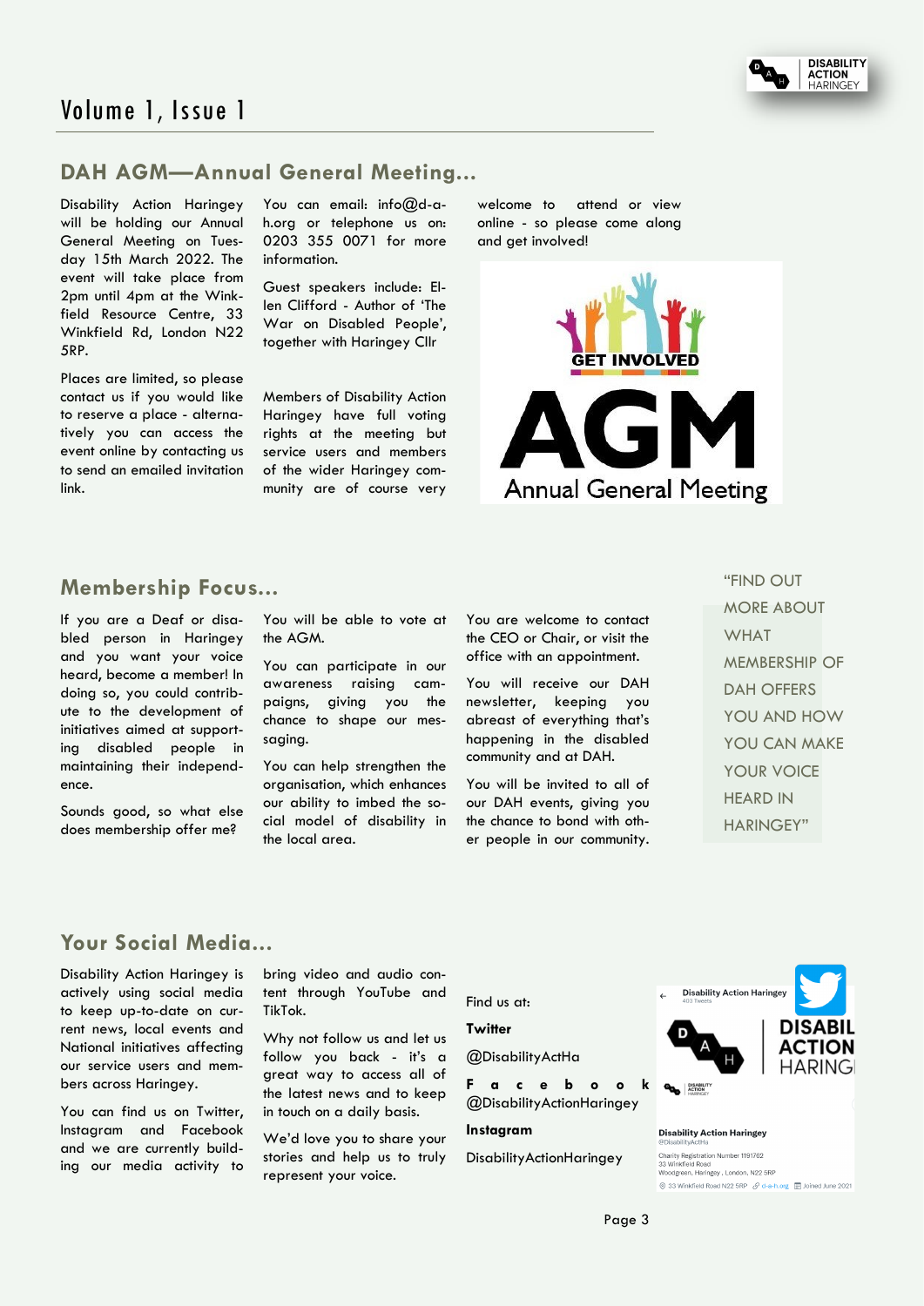## DAH AGM—Annual General Meeting...

Disability Action Haringey will be holding our Annual General Meeting on Tuesday 15th March 2022. The event will take place from 2pm until 4pm at the Winkfield Resource Centre, 33 Winkfield Rd, London N22 5RP.

Places are limited, so please contact us if you would like to reserve a place - alternatively you can access the event online by contacting us to send an emailed invitation link.

You can email: info@d-a-h.org or telephone us on: 0203 355 0071 for more information.

Guest speakers include: Ellen Clifford - Author of 'The War on Disabled People', together with Haringey Cllr

Members of Disability Action Haringey have full voting rights at the meeting but service users and members of the wider Haringey community are of course very welcome to attend or view online - so please come along and get involved!

GET INVOLVED

AGM

Annual General Meeting

## Membership Focus...

If you are a Deaf or disabled person in Haringey and you want your voice heard, become a member! In doing so, you could contribute to the development of initiatives aimed at supporting disabled people in maintaining their independence.

Sounds good, so what else does membership offer me?

You will be able to vote at the AGM.

You can participate in our awareness raising campaigns, giving you the chance to shape our messaging.

You can help strengthen the organisation, which enhances our ability to imbed the social model of disability in the local area.

You are welcome to contact the CEO or Chair, or visit the office with an appointment.

You will receive our DAH newsletter, keeping you abreast of everything that's happening in the disabled community and at DAH.

You will be invited to all of our DAH events, giving you the chance to bond with other people in our community.

"FIND OUT MORE ABOUT WHAT MEMBERSHIP OF DAH OFFERS YOU AND HOW YOU CAN MAKE YOUR VOICE HEARD IN HARINGEY"

## Your Social Media...

Disability Action Haringey is actively using social media to keep up-to-date on current news, local events and National initiatives affecting our service users and members across Haringey.

You can find us on Twitter, Instagram and Facebook and we are currently building our media activity to bring video and audio content through YouTube and TikTok.

Why not follow us and let us follow you back - it's a great way to access all of the latest news and to keep in touch on a daily basis.

We'd love you to share your stories and help us to truly represent your voice.

Find us at:

**Twitter**

@DisabilityActHa

**Facebook**

@DisabilityActionHaringey

**Instagram**

DisabilityActionHaringey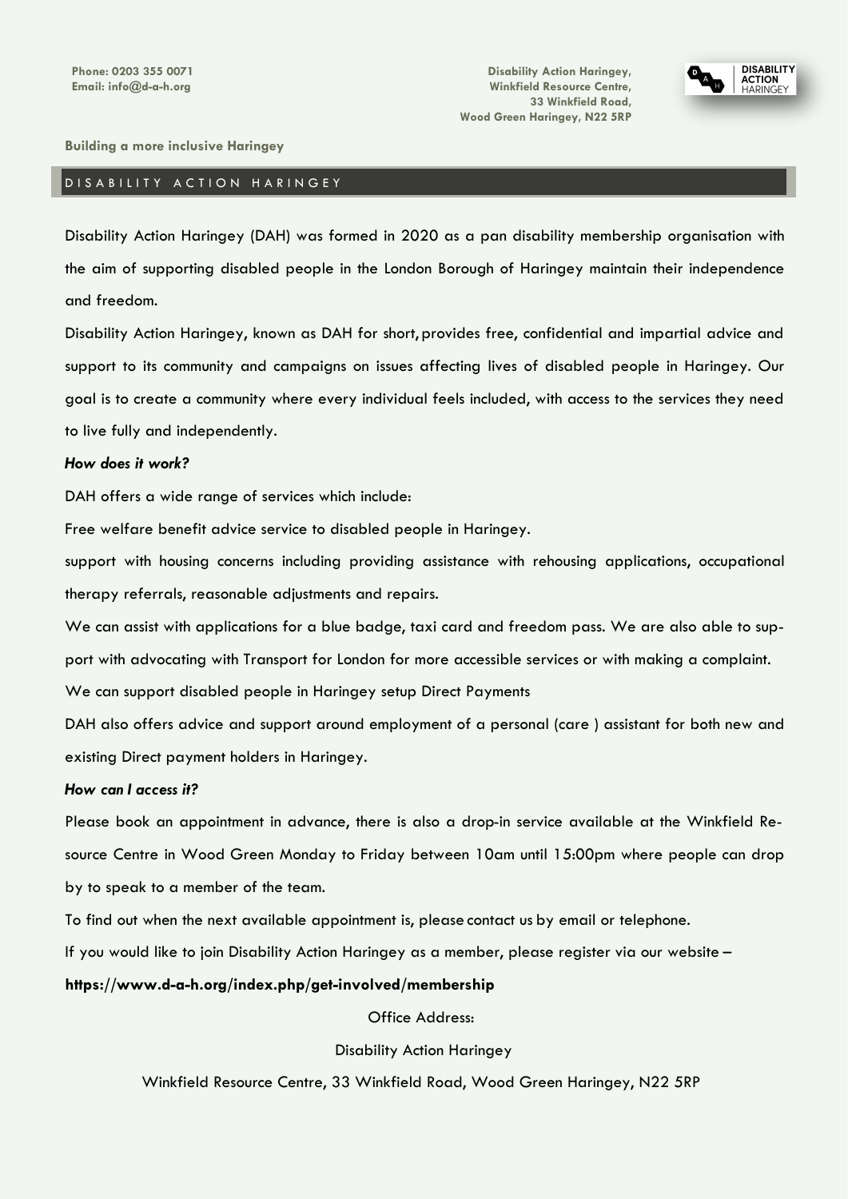Phone: 0203 355 0071
Email: info@d-a-h.org

Disability Action Haringey,
Winkfield Resource Centre,
33 Winkfield Road,
Wood Green Haringey, N22 5RP

**Building a more inclusive Haringey**

## DISABILITY ACTION HARINGEY

Disability Action Haringey (DAH) was formed in 2020 as a pan disability membership organisation with the aim of supporting disabled people in the London Borough of Haringey maintain their independence and freedom.

Disability Action Haringey, known as DAH for short, provides free, confidential and impartial advice and support to its community and campaigns on issues affecting lives of disabled people in Haringey. Our goal is to create a community where every individual feels included, with access to the services they need to live fully and independently.

***How does it work?***

DAH offers a wide range of services which include:

Free welfare benefit advice service to disabled people in Haringey.

support with housing concerns including providing assistance with rehousing applications, occupational therapy referrals, reasonable adjustments and repairs.

We can assist with applications for a blue badge, taxi card and freedom pass. We are also able to support with advocating with Transport for London for more accessible services or with making a complaint.

We can support disabled people in Haringey setup Direct Payments

DAH also offers advice and support around employment of a personal (care ) assistant for both new and existing Direct payment holders in Haringey.

***How can I access it?***

Please book an appointment in advance, there is also a drop-in service available at the Winkfield Resource Centre in Wood Green Monday to Friday between 10am until 15:00pm where people can drop by to speak to a member of the team.

To find out when the next available appointment is, please contact us by email or telephone.

If you would like to join Disability Action Haringey as a member, please register via our website –

**https://www.d-a-h.org/index.php/get-involved/membership**

Office Address:

Disability Action Haringey

Winkfield Resource Centre, 33 Winkfield Road, Wood Green Haringey, N22 5RP